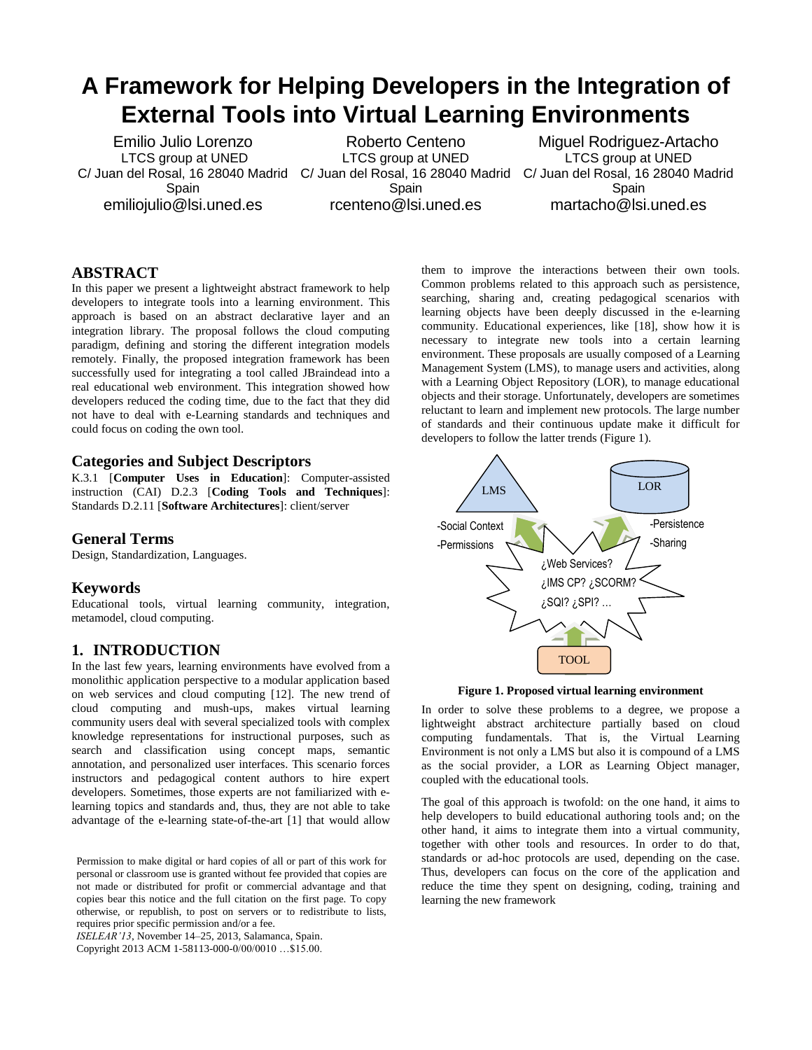# A Framework for Helping Developers in the Integration of External Tools into Virtual Learning Environments

Emilio Julio Lorenzo
LTCS group at UNED
C/ Juan del Rosal, 16 28040 Madrid
Spain
emiliojulio@lsi.uned.es

Roberto Centeno
LTCS group at UNED
C/ Juan del Rosal, 16 28040 Madrid
Spain
rcenteno@lsi.uned.es

Miguel Rodriguez-Artacho
LTCS group at UNED
C/ Juan del Rosal, 16 28040 Madrid
Spain
martacho@lsi.uned.es

## ABSTRACT

In this paper we present a lightweight abstract framework to help developers to integrate tools into a learning environment. This approach is based on an abstract declarative layer and an integration library. The proposal follows the cloud computing paradigm, defining and storing the different integration models remotely. Finally, the proposed integration framework has been successfully used for integrating a tool called JBraindead into a real educational web environment. This integration showed how developers reduced the coding time, due to the fact that they did not have to deal with e-Learning standards and techniques and could focus on coding the own tool.

## Categories and Subject Descriptors

K.3.1 [**Computer Uses in Education**]: Computer-assisted instruction (CAI) D.2.3 [**Coding Tools and Techniques**]: Standards D.2.11 [**Software Architectures**]: client/server

## General Terms

Design, Standardization, Languages.

## Keywords

Educational tools, virtual learning community, integration, metamodel, cloud computing.

## 1. INTRODUCTION

In the last few years, learning environments have evolved from a monolithic application perspective to a modular application based on web services and cloud computing [12]. The new trend of cloud computing and mush-ups, makes virtual learning community users deal with several specialized tools with complex knowledge representations for instructional purposes, such as search and classification using concept maps, semantic annotation, and personalized user interfaces. This scenario forces instructors and pedagogical content authors to hire expert developers. Sometimes, those experts are not familiarized with e-learning topics and standards and, thus, they are not able to take advantage of the e-learning state-of-the-art [1] that would allow them to improve the interactions between their own tools. Common problems related to this approach such as persistence, searching, sharing and, creating pedagogical scenarios with learning objects have been deeply discussed in the e-learning community. Educational experiences, like [18], show how it is necessary to integrate new tools into a certain learning environment. These proposals are usually composed of a Learning Management System (LMS), to manage users and activities, along with a Learning Object Repository (LOR), to manage educational objects and their storage. Unfortunately, developers are sometimes reluctant to learn and implement new protocols. The large number of standards and their continuous update make it difficult for developers to follow the latter trends (Figure 1).

**Figure 1. Proposed virtual learning environment**

In order to solve these problems to a degree, we propose a lightweight abstract architecture partially based on cloud computing fundamentals. That is, the Virtual Learning Environment is not only a LMS but also it is compound of a LMS as the social provider, a LOR as Learning Object manager, coupled with the educational tools.

The goal of this approach is twofold: on the one hand, it aims to help developers to build educational authoring tools and; on the other hand, it aims to integrate them into a virtual community, together with other tools and resources. In order to do that, standards or ad-hoc protocols are used, depending on the case. Thus, developers can focus on the core of the application and reduce the time they spent on designing, coding, training and learning the new framework

Permission to make digital or hard copies of all or part of this work for personal or classroom use is granted without fee provided that copies are not made or distributed for profit or commercial advantage and that copies bear this notice and the full citation on the first page. To copy otherwise, or republish, to post on servers or to redistribute to lists, requires prior specific permission and/or a fee.
*ISELEAR'13*, November 14–25, 2013, Salamanca, Spain.
Copyright 2013 ACM 1-58113-000-0/00/0010 …$15.00.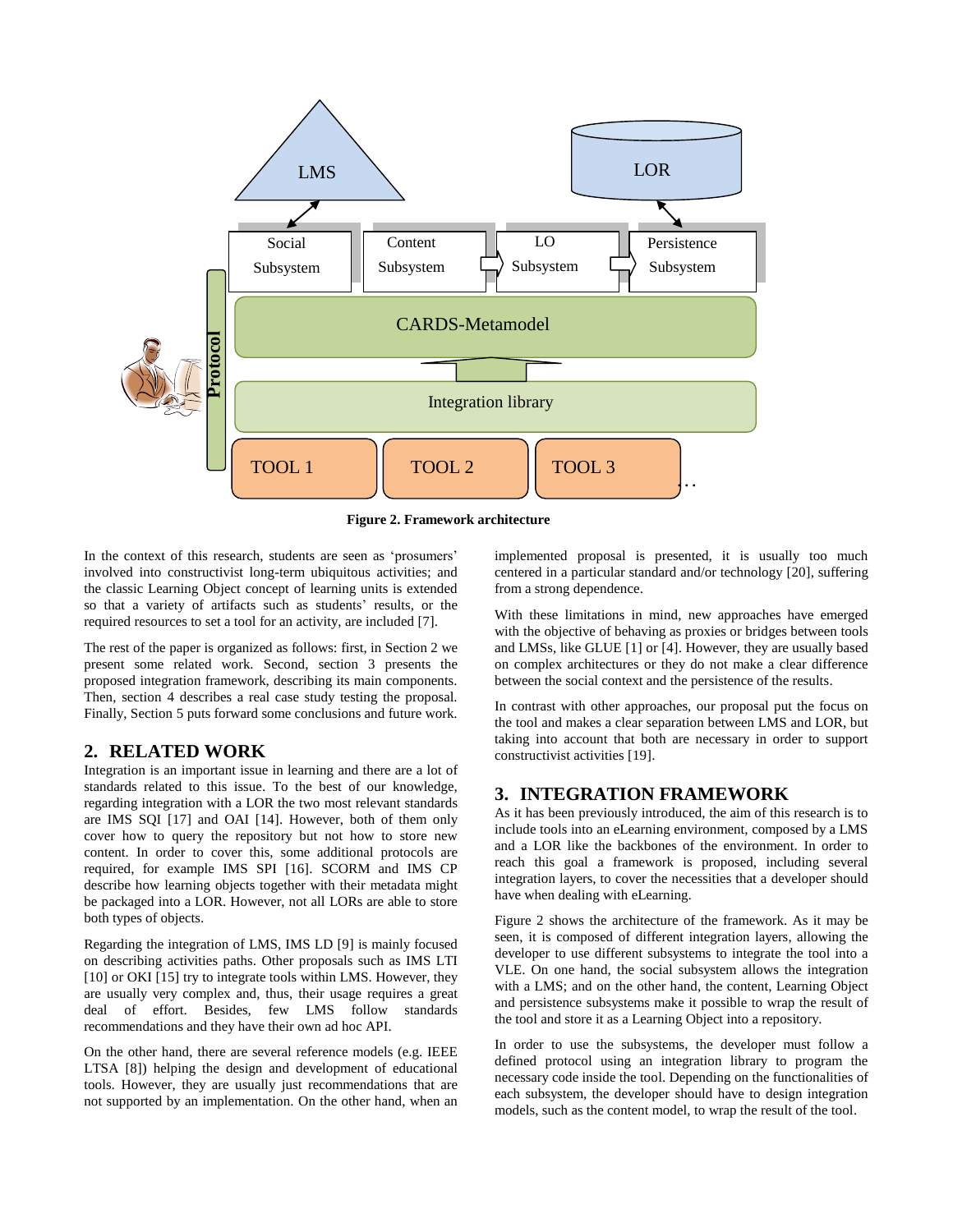Figure 2. Framework architecture

In the context of this research, students are seen as 'prosumers' involved into constructivist long-term ubiquitous activities; and the classic Learning Object concept of learning units is extended so that a variety of artifacts such as students' results, or the required resources to set a tool for an activity, are included [7].

The rest of the paper is organized as follows: first, in Section 2 we present some related work. Second, section 3 presents the proposed integration framework, describing its main components. Then, section 4 describes a real case study testing the proposal. Finally, Section 5 puts forward some conclusions and future work.

## 2. RELATED WORK

Integration is an important issue in learning and there are a lot of standards related to this issue. To the best of our knowledge, regarding integration with a LOR the two most relevant standards are IMS SQI [17] and OAI [14]. However, both of them only cover how to query the repository but not how to store new content. In order to cover this, some additional protocols are required, for example IMS SPI [16]. SCORM and IMS CP describe how learning objects together with their metadata might be packaged into a LOR. However, not all LORs are able to store both types of objects.

Regarding the integration of LMS, IMS LD [9] is mainly focused on describing activities paths. Other proposals such as IMS LTI [10] or OKI [15] try to integrate tools within LMS. However, they are usually very complex and, thus, their usage requires a great deal of effort. Besides, few LMS follow standards recommendations and they have their own ad hoc API.

On the other hand, there are several reference models (e.g. IEEE LTSA [8]) helping the design and development of educational tools. However, they are usually just recommendations that are not supported by an implementation. On the other hand, when an implemented proposal is presented, it is usually too much centered in a particular standard and/or technology [20], suffering from a strong dependence.

With these limitations in mind, new approaches have emerged with the objective of behaving as proxies or bridges between tools and LMSs, like GLUE [1] or [4]. However, they are usually based on complex architectures or they do not make a clear difference between the social context and the persistence of the results.

In contrast with other approaches, our proposal put the focus on the tool and makes a clear separation between LMS and LOR, but taking into account that both are necessary in order to support constructivist activities [19].

## 3. INTEGRATION FRAMEWORK

As it has been previously introduced, the aim of this research is to include tools into an eLearning environment, composed by a LMS and a LOR like the backbones of the environment. In order to reach this goal a framework is proposed, including several integration layers, to cover the necessities that a developer should have when dealing with eLearning.

Figure 2 shows the architecture of the framework. As it may be seen, it is composed of different integration layers, allowing the developer to use different subsystems to integrate the tool into a VLE. On one hand, the social subsystem allows the integration with a LMS; and on the other hand, the content, Learning Object and persistence subsystems make it possible to wrap the result of the tool and store it as a Learning Object into a repository.

In order to use the subsystems, the developer must follow a defined protocol using an integration library to program the necessary code inside the tool. Depending on the functionalities of each subsystem, the developer should have to design integration models, such as the content model, to wrap the result of the tool.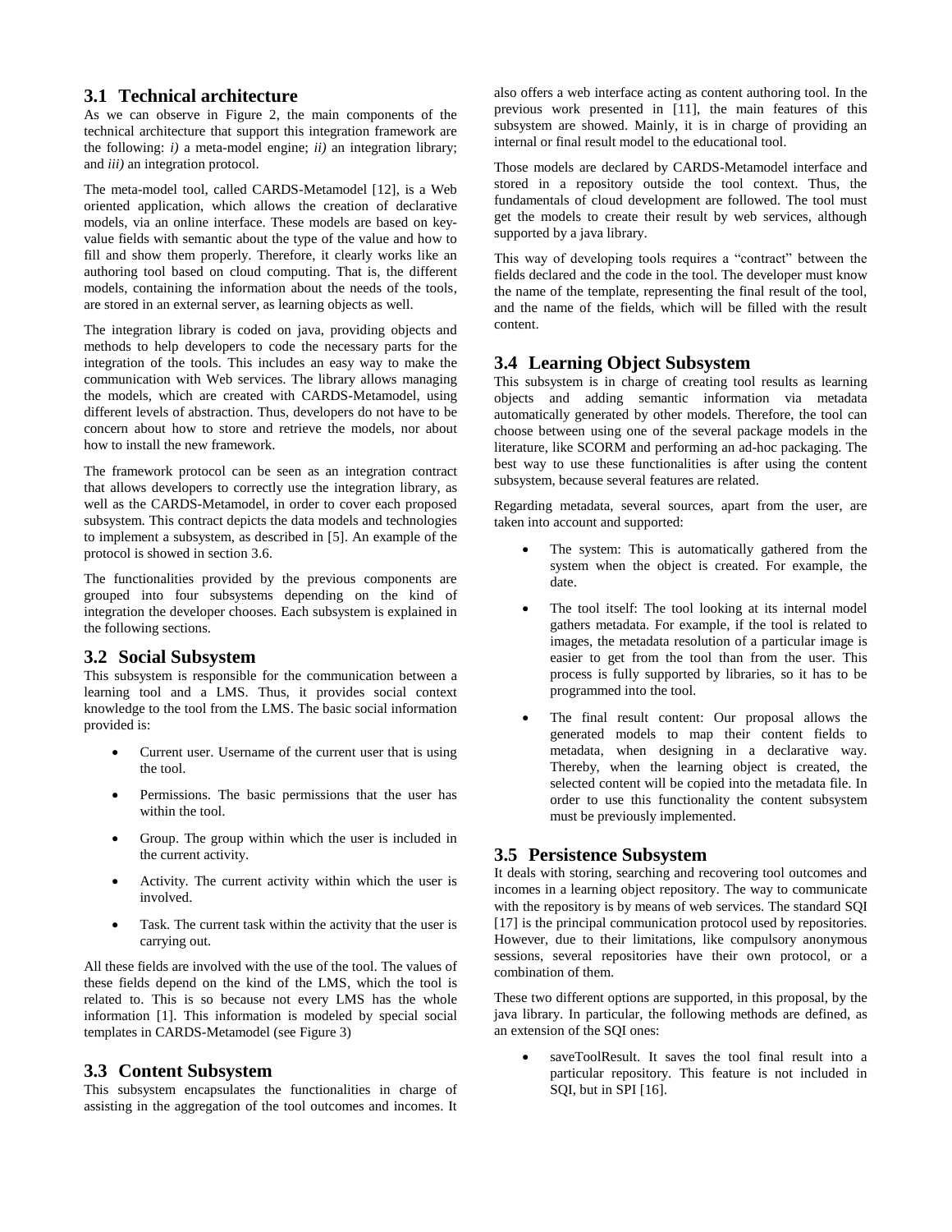## 3.1 Technical architecture

As we can observe in Figure 2, the main components of the technical architecture that support this integration framework are the following: *i)* a meta-model engine; *ii)* an integration library; and *iii)* an integration protocol.

The meta-model tool, called CARDS-Metamodel [12], is a Web oriented application, which allows the creation of declarative models, via an online interface. These models are based on key-value fields with semantic about the type of the value and how to fill and show them properly. Therefore, it clearly works like an authoring tool based on cloud computing. That is, the different models, containing the information about the needs of the tools, are stored in an external server, as learning objects as well.

The integration library is coded on java, providing objects and methods to help developers to code the necessary parts for the integration of the tools. This includes an easy way to make the communication with Web services. The library allows managing the models, which are created with CARDS-Metamodel, using different levels of abstraction. Thus, developers do not have to be concern about how to store and retrieve the models, nor about how to install the new framework.

The framework protocol can be seen as an integration contract that allows developers to correctly use the integration library, as well as the CARDS-Metamodel, in order to cover each proposed subsystem. This contract depicts the data models and technologies to implement a subsystem, as described in [5]. An example of the protocol is showed in section 3.6.

The functionalities provided by the previous components are grouped into four subsystems depending on the kind of integration the developer chooses. Each subsystem is explained in the following sections.

## 3.2 Social Subsystem

This subsystem is responsible for the communication between a learning tool and a LMS. Thus, it provides social context knowledge to the tool from the LMS. The basic social information provided is:

- Current user. Username of the current user that is using the tool.
- Permissions. The basic permissions that the user has within the tool.
- Group. The group within which the user is included in the current activity.
- Activity. The current activity within which the user is involved.
- Task. The current task within the activity that the user is carrying out.

All these fields are involved with the use of the tool. The values of these fields depend on the kind of the LMS, which the tool is related to. This is so because not every LMS has the whole information [1]. This information is modeled by special social templates in CARDS-Metamodel (see Figure 3)

## 3.3 Content Subsystem

This subsystem encapsulates the functionalities in charge of assisting in the aggregation of the tool outcomes and incomes. It also offers a web interface acting as content authoring tool. In the previous work presented in [11], the main features of this subsystem are showed. Mainly, it is in charge of providing an internal or final result model to the educational tool.

Those models are declared by CARDS-Metamodel interface and stored in a repository outside the tool context. Thus, the fundamentals of cloud development are followed. The tool must get the models to create their result by web services, although supported by a java library.

This way of developing tools requires a "contract" between the fields declared and the code in the tool. The developer must know the name of the template, representing the final result of the tool, and the name of the fields, which will be filled with the result content.

## 3.4 Learning Object Subsystem

This subsystem is in charge of creating tool results as learning objects and adding semantic information via metadata automatically generated by other models. Therefore, the tool can choose between using one of the several package models in the literature, like SCORM and performing an ad-hoc packaging. The best way to use these functionalities is after using the content subsystem, because several features are related.

Regarding metadata, several sources, apart from the user, are taken into account and supported:

- The system: This is automatically gathered from the system when the object is created. For example, the date.
- The tool itself: The tool looking at its internal model gathers metadata. For example, if the tool is related to images, the metadata resolution of a particular image is easier to get from the tool than from the user. This process is fully supported by libraries, so it has to be programmed into the tool.
- The final result content: Our proposal allows the generated models to map their content fields to metadata, when designing in a declarative way. Thereby, when the learning object is created, the selected content will be copied into the metadata file. In order to use this functionality the content subsystem must be previously implemented.

## 3.5 Persistence Subsystem

It deals with storing, searching and recovering tool outcomes and incomes in a learning object repository. The way to communicate with the repository is by means of web services. The standard SQI [17] is the principal communication protocol used by repositories. However, due to their limitations, like compulsory anonymous sessions, several repositories have their own protocol, or a combination of them.

These two different options are supported, in this proposal, by the java library. In particular, the following methods are defined, as an extension of the SQI ones:

- saveToolResult. It saves the tool final result into a particular repository. This feature is not included in SQI, but in SPI [16].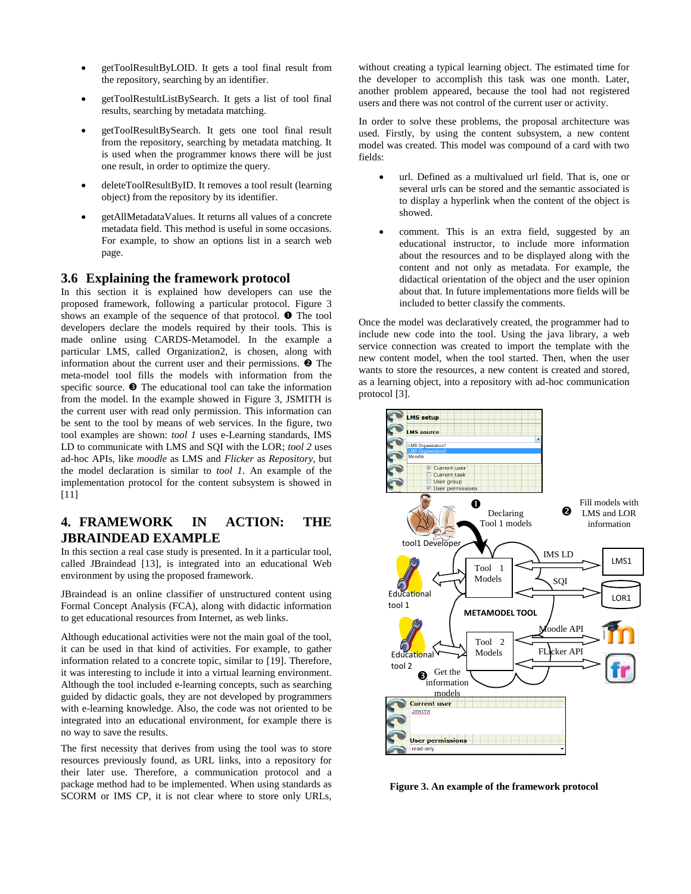- getToolResultByLOID. It gets a tool final result from the repository, searching by an identifier.
- getToolRestultListBySearch. It gets a list of tool final results, searching by metadata matching.
- getToolResultBySearch. It gets one tool final result from the repository, searching by metadata matching. It is used when the programmer knows there will be just one result, in order to optimize the query.
- deleteToolResultByID. It removes a tool result (learning object) from the repository by its identifier.
- getAllMetadataValues. It returns all values of a concrete metadata field. This method is useful in some occasions. For example, to show an options list in a search web page.

### 3.6 Explaining the framework protocol

In this section it is explained how developers can use the proposed framework, following a particular protocol. Figure 3 shows an example of the sequence of that protocol. ❶ The tool developers declare the models required by their tools. This is made online using CARDS-Metamodel. In the example a particular LMS, called Organization2, is chosen, along with information about the current user and their permissions. ❷ The meta-model tool fills the models with information from the specific source. ❸ The educational tool can take the information from the model. In the example showed in Figure 3, JSMITH is the current user with read only permission. This information can be sent to the tool by means of web services. In the figure, two tool examples are shown: *tool 1* uses e-Learning standards, IMS LD to communicate with LMS and SQI with the LOR; *tool 2* uses ad-hoc APIs, like *moodle* as LMS and *Flicker* as *Repository*, but the model declaration is similar to *tool 1*. An example of the implementation protocol for the content subsystem is showed in [11]

## 4. FRAMEWORK IN ACTION: THE JBRAINDEAD EXAMPLE

In this section a real case study is presented. In it a particular tool, called JBraindead [13], is integrated into an educational Web environment by using the proposed framework.

JBraindead is an online classifier of unstructured content using Formal Concept Analysis (FCA), along with didactic information to get educational resources from Internet, as web links.

Although educational activities were not the main goal of the tool, it can be used in that kind of activities. For example, to gather information related to a concrete topic, similar to [19]. Therefore, it was interesting to include it into a virtual learning environment. Although the tool included e-learning concepts, such as searching guided by didactic goals, they are not developed by programmers with e-learning knowledge. Also, the code was not oriented to be integrated into an educational environment, for example there is no way to save the results.

The first necessity that derives from using the tool was to store resources previously found, as URL links, into a repository for their later use. Therefore, a communication protocol and a package method had to be implemented. When using standards as SCORM or IMS CP, it is not clear where to store only URLs, without creating a typical learning object. The estimated time for the developer to accomplish this task was one month. Later, another problem appeared, because the tool had not registered users and there was not control of the current user or activity.

In order to solve these problems, the proposal architecture was used. Firstly, by using the content subsystem, a new content model was created. This model was compound of a card with two fields:

- url. Defined as a multivalued url field. That is, one or several urls can be stored and the semantic associated is to display a hyperlink when the content of the object is showed.
- comment. This is an extra field, suggested by an educational instructor, to include more information about the resources and to be displayed along with the content and not only as metadata. For example, the didactical orientation of the object and the user opinion about that. In future implementations more fields will be included to better classify the comments.

Once the model was declaratively created, the programmer had to include new code into the tool. Using the java library, a web service connection was created to import the template with the new content model, when the tool started. Then, when the user wants to store the resources, a new content is created and stored, as a learning object, into a repository with ad-hoc communication protocol [3].

LMS setup
LMS source
LMS Organization1
LMS Organization2
Moodle
Current user
Current task
User group
User permissions
❶ Declaring Tool 1 models
❷ Fill models with LMS and LOR information
tool1 Developer
Educational tool 1
Tool 1 Models
IMS LD
SQI
LMS1
LOR1
METAMODEL TOOL
Educational tool 2
Tool 2 Models
Moodle API
FLicker API
❸ Get the information models
Current user
JSMITH
User permissions
read-only

**Figure 3. An example of the framework protocol**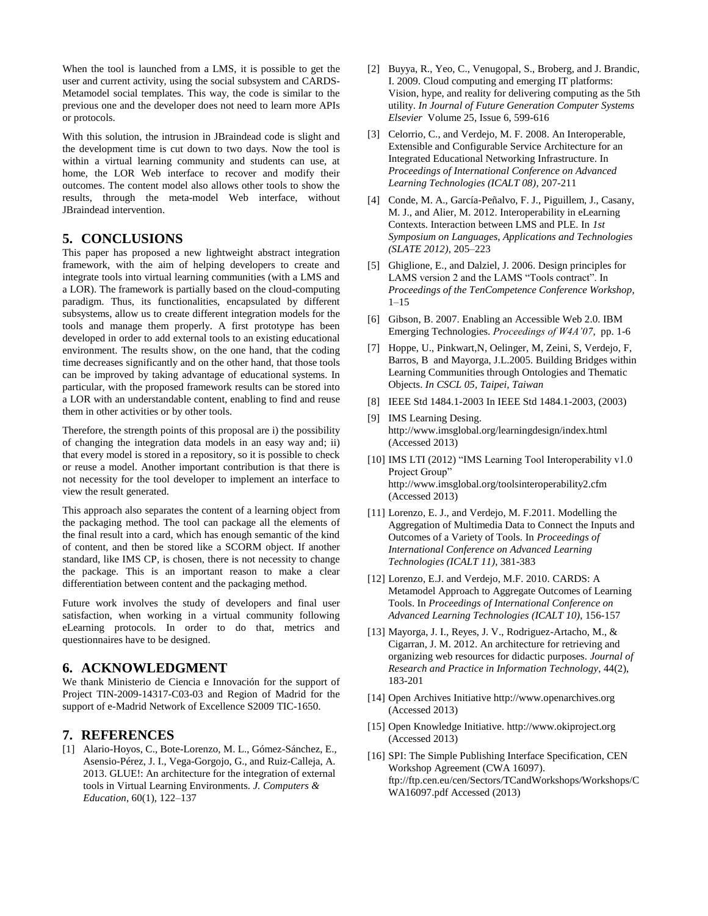When the tool is launched from a LMS, it is possible to get the user and current activity, using the social subsystem and CARDS-Metamodel social templates. This way, the code is similar to the previous one and the developer does not need to learn more APIs or protocols.

With this solution, the intrusion in JBraindead code is slight and the development time is cut down to two days. Now the tool is within a virtual learning community and students can use, at home, the LOR Web interface to recover and modify their outcomes. The content model also allows other tools to show the results, through the meta-model Web interface, without JBraindead intervention.

## 5. CONCLUSIONS

This paper has proposed a new lightweight abstract integration framework, with the aim of helping developers to create and integrate tools into virtual learning communities (with a LMS and a LOR). The framework is partially based on the cloud-computing paradigm. Thus, its functionalities, encapsulated by different subsystems, allow us to create different integration models for the tools and manage them properly. A first prototype has been developed in order to add external tools to an existing educational environment. The results show, on the one hand, that the coding time decreases significantly and on the other hand, that those tools can be improved by taking advantage of educational systems. In particular, with the proposed framework results can be stored into a LOR with an understandable content, enabling to find and reuse them in other activities or by other tools.

Therefore, the strength points of this proposal are i) the possibility of changing the integration data models in an easy way and; ii) that every model is stored in a repository, so it is possible to check or reuse a model. Another important contribution is that there is not necessity for the tool developer to implement an interface to view the result generated.

This approach also separates the content of a learning object from the packaging method. The tool can package all the elements of the final result into a card, which has enough semantic of the kind of content, and then be stored like a SCORM object. If another standard, like IMS CP, is chosen, there is not necessity to change the package. This is an important reason to make a clear differentiation between content and the packaging method.

Future work involves the study of developers and final user satisfaction, when working in a virtual community following eLearning protocols. In order to do that, metrics and questionnaires have to be designed.

## 6. ACKNOWLEDGMENT

We thank Ministerio de Ciencia e Innovación for the support of Project TIN-2009-14317-C03-03 and Region of Madrid for the support of e-Madrid Network of Excellence S2009 TIC-1650.

## 7. REFERENCES

[1] Alario-Hoyos, C., Bote-Lorenzo, M. L., Gómez-Sánchez, E., Asensio-Pérez, J. I., Vega-Gorgojo, G., and Ruiz-Calleja, A. 2013. GLUE!: An architecture for the integration of external tools in Virtual Learning Environments. *J. Computers & Education*, 60(1), 122–137

[2] Buyya, R., Yeo, C., Venugopal, S., Broberg, and J. Brandic, I. 2009. Cloud computing and emerging IT platforms: Vision, hype, and reality for delivering computing as the 5th utility. *In Journal of Future Generation Computer Systems Elsevier* Volume 25, Issue 6, 599-616

[3] Celorrio, C., and Verdejo, M. F. 2008. An Interoperable, Extensible and Configurable Service Architecture for an Integrated Educational Networking Infrastructure. In *Proceedings of International Conference on Advanced Learning Technologies (ICALT 08)*, 207-211

[4] Conde, M. A., García-Peñalvo, F. J., Piguillem, J., Casany, M. J., and Alier, M. 2012. Interoperability in eLearning Contexts. Interaction between LMS and PLE. In *1st Symposium on Languages, Applications and Technologies (SLATE 2012)*, 205–223

[5] Ghiglione, E., and Dalziel, J. 2006. Design principles for LAMS version 2 and the LAMS "Tools contract". In *Proceedings of the TenCompetence Conference Workshop*, 1–15

[6] Gibson, B. 2007. Enabling an Accessible Web 2.0. IBM Emerging Technologies. *Proceedings of W4A'07*, pp. 1-6

[7] Hoppe, U., Pinkwart,N, Oelinger, M, Zeini, S, Verdejo, F, Barros, B and Mayorga, J.L.2005. Building Bridges within Learning Communities through Ontologies and Thematic Objects. *In CSCL 05, Taipei, Taiwan*

[8] IEEE Std 1484.1-2003 In IEEE Std 1484.1-2003, (2003)

[9] IMS Learning Desing. http://www.imsglobal.org/learningdesign/index.html (Accessed 2013)

[10] IMS LTI (2012) "IMS Learning Tool Interoperability v1.0 Project Group" http://www.imsglobal.org/toolsinteroperability2.cfm (Accessed 2013)

[11] Lorenzo, E. J., and Verdejo, M. F.2011. Modelling the Aggregation of Multimedia Data to Connect the Inputs and Outcomes of a Variety of Tools. In *Proceedings of International Conference on Advanced Learning Technologies (ICALT 11)*, 381-383

[12] Lorenzo, E.J. and Verdejo, M.F. 2010. CARDS: A Metamodel Approach to Aggregate Outcomes of Learning Tools. In *Proceedings of International Conference on Advanced Learning Technologies (ICALT 10)*, 156-157

[13] Mayorga, J. I., Reyes, J. V., Rodriguez-Artacho, M., & Cigarran, J. M. 2012. An architecture for retrieving and organizing web resources for didactic purposes. *Journal of Research and Practice in Information Technology*, 44(2), 183-201

[14] Open Archives Initiative http://www.openarchives.org (Accessed 2013)

[15] Open Knowledge Initiative. http://www.okiproject.org (Accessed 2013)

[16] SPI: The Simple Publishing Interface Specification, CEN Workshop Agreement (CWA 16097). ftp://ftp.cen.eu/cen/Sectors/TCandWorkshops/Workshops/CWA16097.pdf Accessed (2013)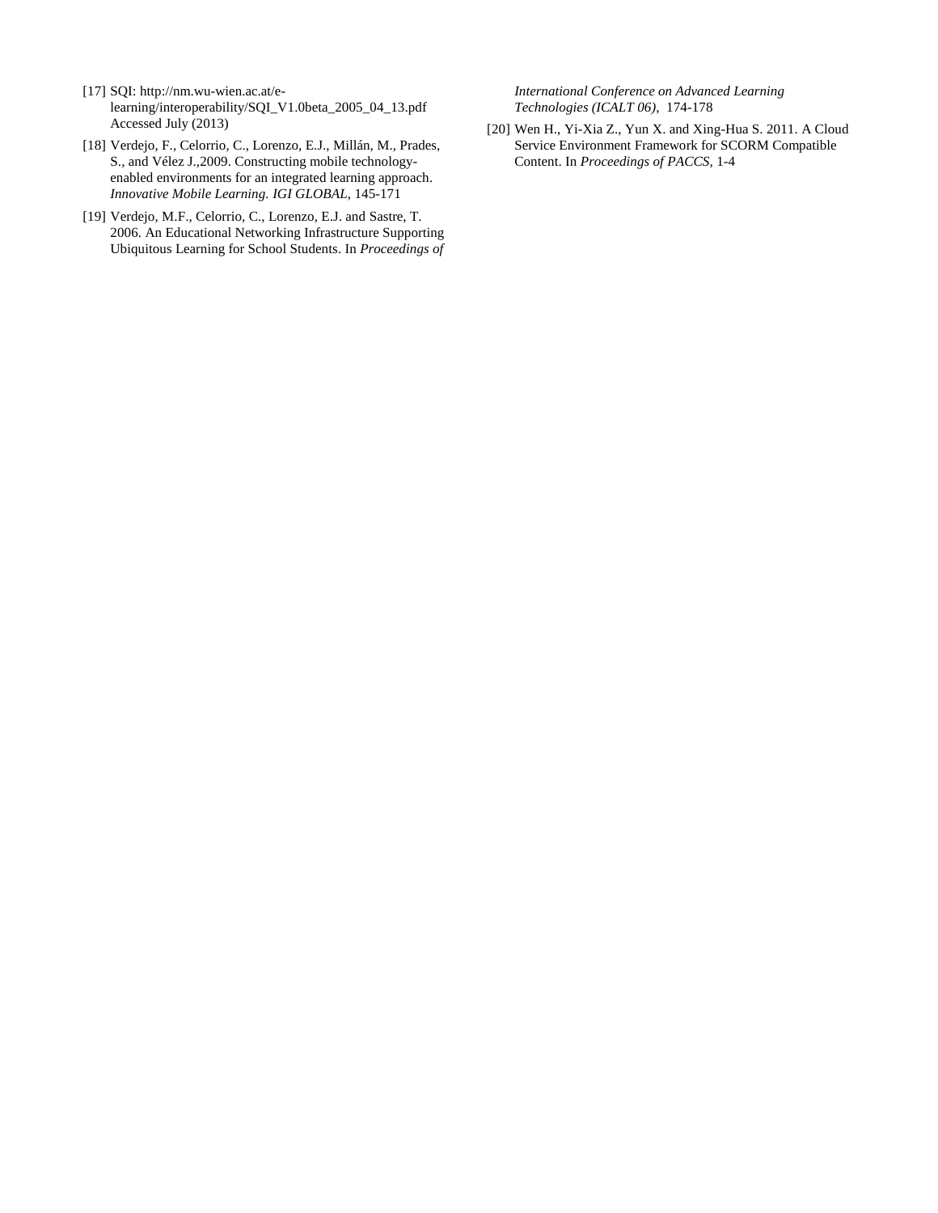[17] SQI: http://nm.wu-wien.ac.at/e-learning/interoperability/SQI_V1.0beta_2005_04_13.pdf Accessed July (2013)

[18] Verdejo, F., Celorrio, C., Lorenzo, E.J., Millán, M., Prades, S., and Vélez J.,2009. Constructing mobile technology-enabled environments for an integrated learning approach. *Innovative Mobile Learning. IGI GLOBAL*, 145-171

[19] Verdejo, M.F., Celorrio, C., Lorenzo, E.J. and Sastre, T. 2006. An Educational Networking Infrastructure Supporting Ubiquitous Learning for School Students. In *Proceedings of International Conference on Advanced Learning Technologies (ICALT 06)*, 174-178

[20] Wen H., Yi-Xia Z., Yun X. and Xing-Hua S. 2011. A Cloud Service Environment Framework for SCORM Compatible Content. In *Proceedings of PACCS*, 1-4